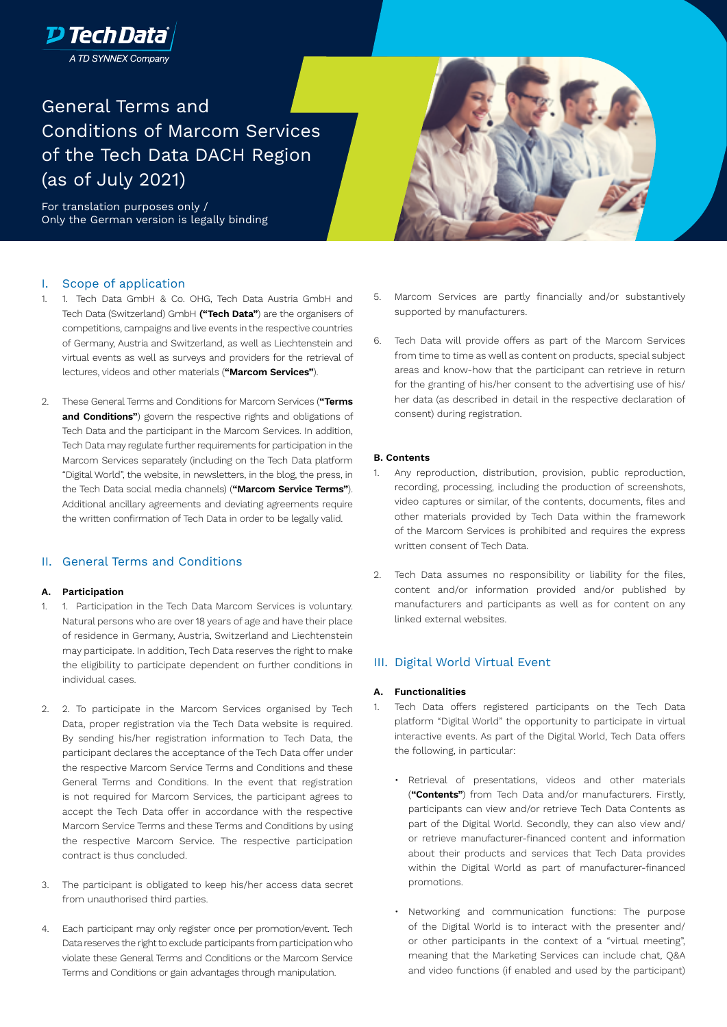Tech Data
A TD SYNNEX Company

# General Terms and Conditions of Marcom Services of the Tech Data DACH Region (as of July 2021)

For translation purposes only /
Only the German version is legally binding

## I. Scope of application

1. 1. Tech Data GmbH & Co. OHG, Tech Data Austria GmbH and Tech Data (Switzerland) GmbH **("Tech Data")** are the organisers of competitions, campaigns and live events in the respective countries of Germany, Austria and Switzerland, as well as Liechtenstein and virtual events as well as surveys and providers for the retrieval of lectures, videos and other materials (**"Marcom Services"**).

2. These General Terms and Conditions for Marcom Services (**"Terms and Conditions"**) govern the respective rights and obligations of Tech Data and the participant in the Marcom Services. In addition, Tech Data may regulate further requirements for participation in the Marcom Services separately (including on the Tech Data platform "Digital World", the website, in newsletters, in the blog, the press, in the Tech Data social media channels) (**"Marcom Service Terms"**). Additional ancillary agreements and deviating agreements require the written confirmation of Tech Data in order to be legally valid.

## II. General Terms and Conditions

### A. Participation

1. 1. Participation in the Tech Data Marcom Services is voluntary. Natural persons who are over 18 years of age and have their place of residence in Germany, Austria, Switzerland and Liechtenstein may participate. In addition, Tech Data reserves the right to make the eligibility to participate dependent on further conditions in individual cases.

2. 2. To participate in the Marcom Services organised by Tech Data, proper registration via the Tech Data website is required. By sending his/her registration information to Tech Data, the participant declares the acceptance of the Tech Data offer under the respective Marcom Service Terms and Conditions and these General Terms and Conditions. In the event that registration is not required for Marcom Services, the participant agrees to accept the Tech Data offer in accordance with the respective Marcom Service Terms and these Terms and Conditions by using the respective Marcom Service. The respective participation contract is thus concluded.

3. The participant is obligated to keep his/her access data secret from unauthorised third parties.

4. Each participant may only register once per promotion/event. Tech Data reserves the right to exclude participants from participation who violate these General Terms and Conditions or the Marcom Service Terms and Conditions or gain advantages through manipulation.

5. Marcom Services are partly financially and/or substantively supported by manufacturers.

6. Tech Data will provide offers as part of the Marcom Services from time to time as well as content on products, special subject areas and know-how that the participant can retrieve in return for the granting of his/her consent to the advertising use of his/her data (as described in detail in the respective declaration of consent) during registration.

### B. Contents

1. Any reproduction, distribution, provision, public reproduction, recording, processing, including the production of screenshots, video captures or similar, of the contents, documents, files and other materials provided by Tech Data within the framework of the Marcom Services is prohibited and requires the express written consent of Tech Data.

2. Tech Data assumes no responsibility or liability for the files, content and/or information provided and/or published by manufacturers and participants as well as for content on any linked external websites.

## III. Digital World Virtual Event

### A. Functionalities

1. Tech Data offers registered participants on the Tech Data platform "Digital World" the opportunity to participate in virtual interactive events. As part of the Digital World, Tech Data offers the following, in particular:

   - Retrieval of presentations, videos and other materials (**"Contents"**) from Tech Data and/or manufacturers. Firstly, participants can view and/or retrieve Tech Data Contents as part of the Digital World. Secondly, they can also view and/or retrieve manufacturer-financed content and information about their products and services that Tech Data provides within the Digital World as part of manufacturer-financed promotions.

   - Networking and communication functions: The purpose of the Digital World is to interact with the presenter and/or other participants in the context of a "virtual meeting", meaning that the Marketing Services can include chat, Q&A and video functions (if enabled and used by the participant)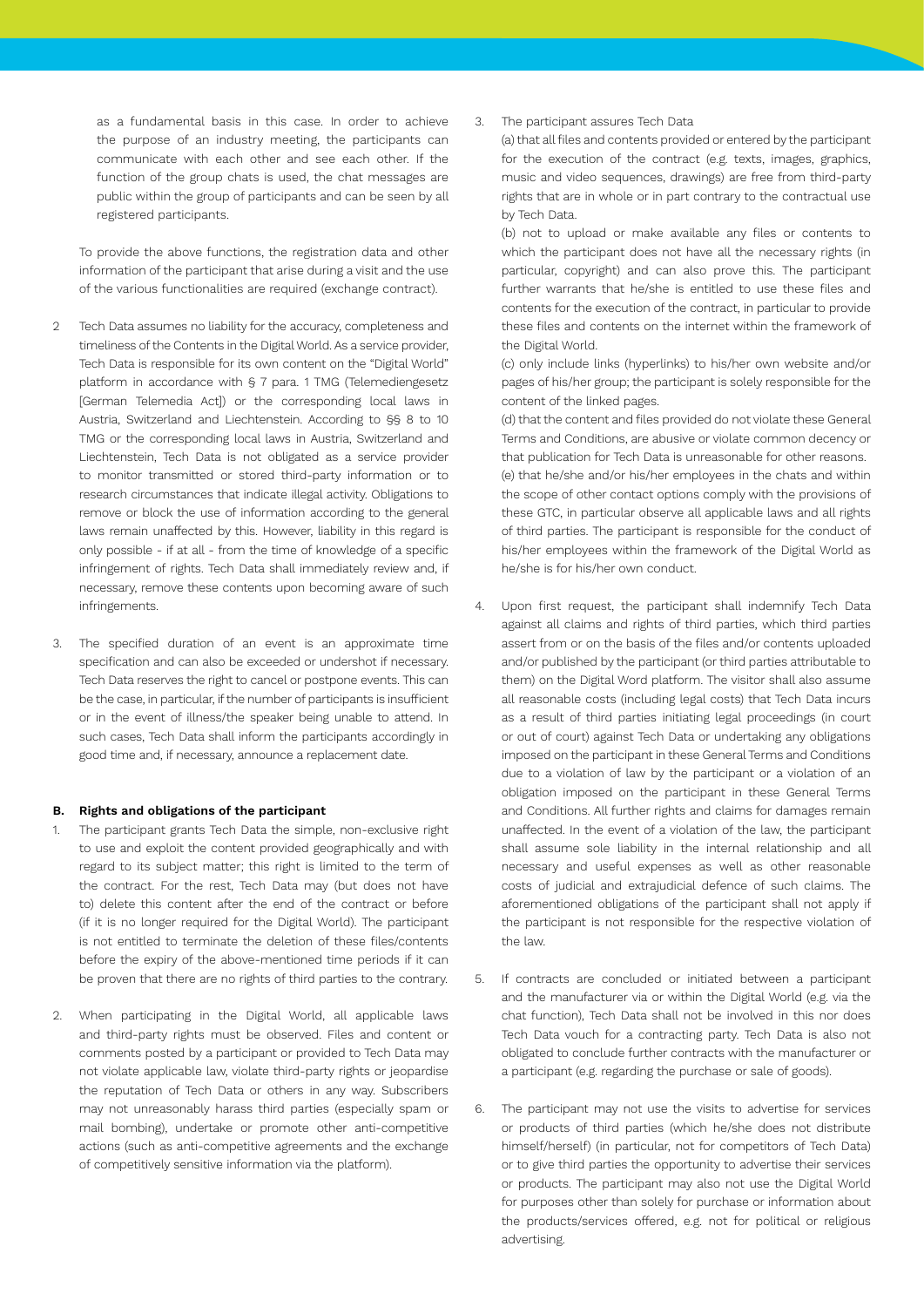as a fundamental basis in this case. In order to achieve the purpose of an industry meeting, the participants can communicate with each other and see each other. If the function of the group chats is used, the chat messages are public within the group of participants and can be seen by all registered participants.

To provide the above functions, the registration data and other information of the participant that arise during a visit and the use of the various functionalities are required (exchange contract).

2 Tech Data assumes no liability for the accuracy, completeness and timeliness of the Contents in the Digital World. As a service provider, Tech Data is responsible for its own content on the "Digital World" platform in accordance with § 7 para. 1 TMG (Telemediengesetz [German Telemedia Act]) or the corresponding local laws in Austria, Switzerland and Liechtenstein. According to §§ 8 to 10 TMG or the corresponding local laws in Austria, Switzerland and Liechtenstein, Tech Data is not obligated as a service provider to monitor transmitted or stored third-party information or to research circumstances that indicate illegal activity. Obligations to remove or block the use of information according to the general laws remain unaffected by this. However, liability in this regard is only possible - if at all - from the time of knowledge of a specific infringement of rights. Tech Data shall immediately review and, if necessary, remove these contents upon becoming aware of such infringements.

3. The specified duration of an event is an approximate time specification and can also be exceeded or undershot if necessary. Tech Data reserves the right to cancel or postpone events. This can be the case, in particular, if the number of participants is insufficient or in the event of illness/the speaker being unable to attend. In such cases, Tech Data shall inform the participants accordingly in good time and, if necessary, announce a replacement date.

**B. Rights and obligations of the participant**

1. The participant grants Tech Data the simple, non-exclusive right to use and exploit the content provided geographically and with regard to its subject matter; this right is limited to the term of the contract. For the rest, Tech Data may (but does not have to) delete this content after the end of the contract or before (if it is no longer required for the Digital World). The participant is not entitled to terminate the deletion of these files/contents before the expiry of the above-mentioned time periods if it can be proven that there are no rights of third parties to the contrary.

2. When participating in the Digital World, all applicable laws and third-party rights must be observed. Files and content or comments posted by a participant or provided to Tech Data may not violate applicable law, violate third-party rights or jeopardise the reputation of Tech Data or others in any way. Subscribers may not unreasonably harass third parties (especially spam or mail bombing), undertake or promote other anti-competitive actions (such as anti-competitive agreements and the exchange of competitively sensitive information via the platform).

3. The participant assures Tech Data

   (a) that all files and contents provided or entered by the participant for the execution of the contract (e.g. texts, images, graphics, music and video sequences, drawings) are free from third-party rights that are in whole or in part contrary to the contractual use by Tech Data.

   (b) not to upload or make available any files or contents to which the participant does not have all the necessary rights (in particular, copyright) and can also prove this. The participant further warrants that he/she is entitled to use these files and contents for the execution of the contract, in particular to provide these files and contents on the internet within the framework of the Digital World.

   (c) only include links (hyperlinks) to his/her own website and/or pages of his/her group; the participant is solely responsible for the content of the linked pages.

   (d) that the content and files provided do not violate these General Terms and Conditions, are abusive or violate common decency or that publication for Tech Data is unreasonable for other reasons.

   (e) that he/she and/or his/her employees in the chats and within the scope of other contact options comply with the provisions of these GTC, in particular observe all applicable laws and all rights of third parties. The participant is responsible for the conduct of his/her employees within the framework of the Digital World as he/she is for his/her own conduct.

4. Upon first request, the participant shall indemnify Tech Data against all claims and rights of third parties, which third parties assert from or on the basis of the files and/or contents uploaded and/or published by the participant (or third parties attributable to them) on the Digital Word platform. The visitor shall also assume all reasonable costs (including legal costs) that Tech Data incurs as a result of third parties initiating legal proceedings (in court or out of court) against Tech Data or undertaking any obligations imposed on the participant in these General Terms and Conditions due to a violation of law by the participant or a violation of an obligation imposed on the participant in these General Terms and Conditions. All further rights and claims for damages remain unaffected. In the event of a violation of the law, the participant shall assume sole liability in the internal relationship and all necessary and useful expenses as well as other reasonable costs of judicial and extrajudicial defence of such claims. The aforementioned obligations of the participant shall not apply if the participant is not responsible for the respective violation of the law.

5. If contracts are concluded or initiated between a participant and the manufacturer via or within the Digital World (e.g. via the chat function), Tech Data shall not be involved in this nor does Tech Data vouch for a contracting party. Tech Data is also not obligated to conclude further contracts with the manufacturer or a participant (e.g. regarding the purchase or sale of goods).

6. The participant may not use the visits to advertise for services or products of third parties (which he/she does not distribute himself/herself) (in particular, not for competitors of Tech Data) or to give third parties the opportunity to advertise their services or products. The participant may also not use the Digital World for purposes other than solely for purchase or information about the products/services offered, e.g. not for political or religious advertising.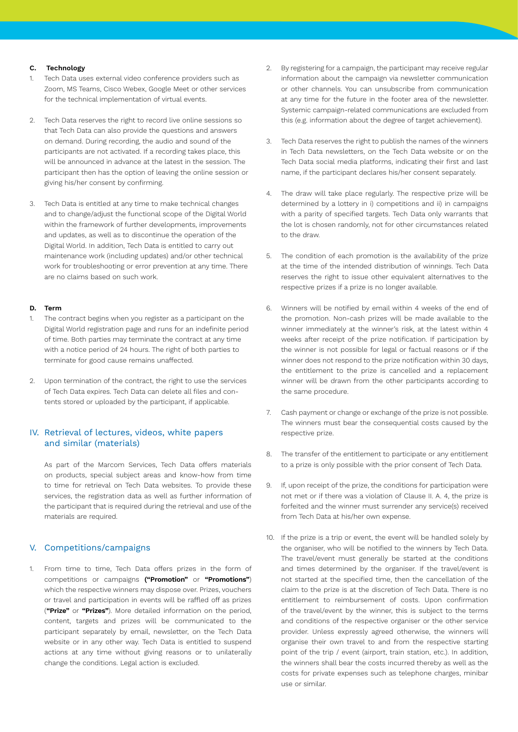#### C. Technology

1. Tech Data uses external video conference providers such as Zoom, MS Teams, Cisco Webex, Google Meet or other services for the technical implementation of virtual events.

2. Tech Data reserves the right to record live online sessions so that Tech Data can also provide the questions and answers on demand. During recording, the audio and sound of the participants are not activated. If a recording takes place, this will be announced in advance at the latest in the session. The participant then has the option of leaving the online session or giving his/her consent by confirming.

3. Tech Data is entitled at any time to make technical changes and to change/adjust the functional scope of the Digital World within the framework of further developments, improvements and updates, as well as to discontinue the operation of the Digital World. In addition, Tech Data is entitled to carry out maintenance work (including updates) and/or other technical work for troubleshooting or error prevention at any time. There are no claims based on such work.

#### D. Term

1. The contract begins when you register as a participant on the Digital World registration page and runs for an indefinite period of time. Both parties may terminate the contract at any time with a notice period of 24 hours. The right of both parties to terminate for good cause remains unaffected.

2. Upon termination of the contract, the right to use the services of Tech Data expires. Tech Data can delete all files and contents stored or uploaded by the participant, if applicable.

## IV. Retrieval of lectures, videos, white papers and similar (materials)

As part of the Marcom Services, Tech Data offers materials on products, special subject areas and know-how from time to time for retrieval on Tech Data websites. To provide these services, the registration data as well as further information of the participant that is required during the retrieval and use of the materials are required.

## V. Competitions/campaigns

1. From time to time, Tech Data offers prizes in the form of competitions or campaigns **("Promotion"** or **"Promotions"**) which the respective winners may dispose over. Prizes, vouchers or travel and participation in events will be raffled off as prizes (**"Prize"** or **"Prizes"**). More detailed information on the period, content, targets and prizes will be communicated to the participant separately by email, newsletter, on the Tech Data website or in any other way. Tech Data is entitled to suspend actions at any time without giving reasons or to unilaterally change the conditions. Legal action is excluded.

2. By registering for a campaign, the participant may receive regular information about the campaign via newsletter communication or other channels. You can unsubscribe from communication at any time for the future in the footer area of the newsletter. Systemic campaign-related communications are excluded from this (e.g. information about the degree of target achievement).

3. Tech Data reserves the right to publish the names of the winners in Tech Data newsletters, on the Tech Data website or on the Tech Data social media platforms, indicating their first and last name, if the participant declares his/her consent separately.

4. The draw will take place regularly. The respective prize will be determined by a lottery in i) competitions and ii) in campaigns with a parity of specified targets. Tech Data only warrants that the lot is chosen randomly, not for other circumstances related to the draw.

5. The condition of each promotion is the availability of the prize at the time of the intended distribution of winnings. Tech Data reserves the right to issue other equivalent alternatives to the respective prizes if a prize is no longer available.

6. Winners will be notified by email within 4 weeks of the end of the promotion. Non-cash prizes will be made available to the winner immediately at the winner's risk, at the latest within 4 weeks after receipt of the prize notification. If participation by the winner is not possible for legal or factual reasons or if the winner does not respond to the prize notification within 30 days, the entitlement to the prize is cancelled and a replacement winner will be drawn from the other participants according to the same procedure.

7. Cash payment or change or exchange of the prize is not possible. The winners must bear the consequential costs caused by the respective prize.

8. The transfer of the entitlement to participate or any entitlement to a prize is only possible with the prior consent of Tech Data.

9. If, upon receipt of the prize, the conditions for participation were not met or if there was a violation of Clause II. A. 4, the prize is forfeited and the winner must surrender any service(s) received from Tech Data at his/her own expense.

10. If the prize is a trip or event, the event will be handled solely by the organiser, who will be notified to the winners by Tech Data. The travel/event must generally be started at the conditions and times determined by the organiser. If the travel/event is not started at the specified time, then the cancellation of the claim to the prize is at the discretion of Tech Data. There is no entitlement to reimbursement of costs. Upon confirmation of the travel/event by the winner, this is subject to the terms and conditions of the respective organiser or the other service provider. Unless expressly agreed otherwise, the winners will organise their own travel to and from the respective starting point of the trip / event (airport, train station, etc.). In addition, the winners shall bear the costs incurred thereby as well as the costs for private expenses such as telephone charges, minibar use or similar.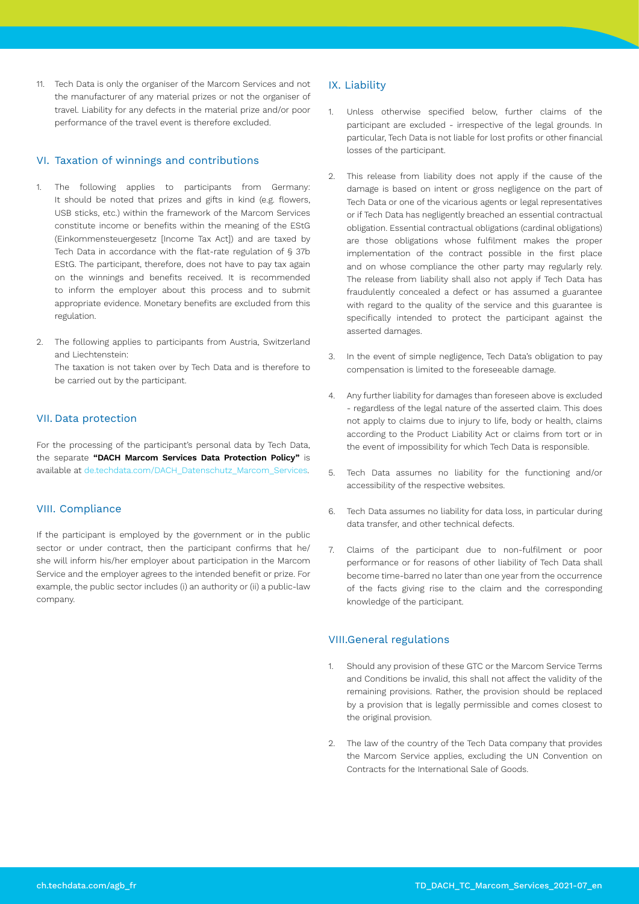11. Tech Data is only the organiser of the Marcom Services and not the manufacturer of any material prizes or not the organiser of travel. Liability for any defects in the material prize and/or poor performance of the travel event is therefore excluded.

## VI. Taxation of winnings and contributions

1. The following applies to participants from Germany: It should be noted that prizes and gifts in kind (e.g. flowers, USB sticks, etc.) within the framework of the Marcom Services constitute income or benefits within the meaning of the EStG (Einkommensteuergesetz [Income Tax Act]) and are taxed by Tech Data in accordance with the flat-rate regulation of § 37b EStG. The participant, therefore, does not have to pay tax again on the winnings and benefits received. It is recommended to inform the employer about this process and to submit appropriate evidence. Monetary benefits are excluded from this regulation.
2. The following applies to participants from Austria, Switzerland and Liechtenstein:
   The taxation is not taken over by Tech Data and is therefore to be carried out by the participant.

## VII. Data protection

For the processing of the participant's personal data by Tech Data, the separate **"DACH Marcom Services Data Protection Policy"** is available at de.techdata.com/DACH_Datenschutz_Marcom_Services.

## VIII. Compliance

If the participant is employed by the government or in the public sector or under contract, then the participant confirms that he/she will inform his/her employer about participation in the Marcom Service and the employer agrees to the intended benefit or prize. For example, the public sector includes (i) an authority or (ii) a public-law company.

## IX. Liability

1. Unless otherwise specified below, further claims of the participant are excluded - irrespective of the legal grounds. In particular, Tech Data is not liable for lost profits or other financial losses of the participant.
2. This release from liability does not apply if the cause of the damage is based on intent or gross negligence on the part of Tech Data or one of the vicarious agents or legal representatives or if Tech Data has negligently breached an essential contractual obligation. Essential contractual obligations (cardinal obligations) are those obligations whose fulfilment makes the proper implementation of the contract possible in the first place and on whose compliance the other party may regularly rely. The release from liability shall also not apply if Tech Data has fraudulently concealed a defect or has assumed a guarantee with regard to the quality of the service and this guarantee is specifically intended to protect the participant against the asserted damages.
3. In the event of simple negligence, Tech Data's obligation to pay compensation is limited to the foreseeable damage.
4. Any further liability for damages than foreseen above is excluded - regardless of the legal nature of the asserted claim. This does not apply to claims due to injury to life, body or health, claims according to the Product Liability Act or claims from tort or in the event of impossibility for which Tech Data is responsible.
5. Tech Data assumes no liability for the functioning and/or accessibility of the respective websites.
6. Tech Data assumes no liability for data loss, in particular during data transfer, and other technical defects.
7. Claims of the participant due to non-fulfilment or poor performance or for reasons of other liability of Tech Data shall become time-barred no later than one year from the occurrence of the facts giving rise to the claim and the corresponding knowledge of the participant.

## VIII.General regulations

1. Should any provision of these GTC or the Marcom Service Terms and Conditions be invalid, this shall not affect the validity of the remaining provisions. Rather, the provision should be replaced by a provision that is legally permissible and comes closest to the original provision.
2. The law of the country of the Tech Data company that provides the Marcom Service applies, excluding the UN Convention on Contracts for the International Sale of Goods.